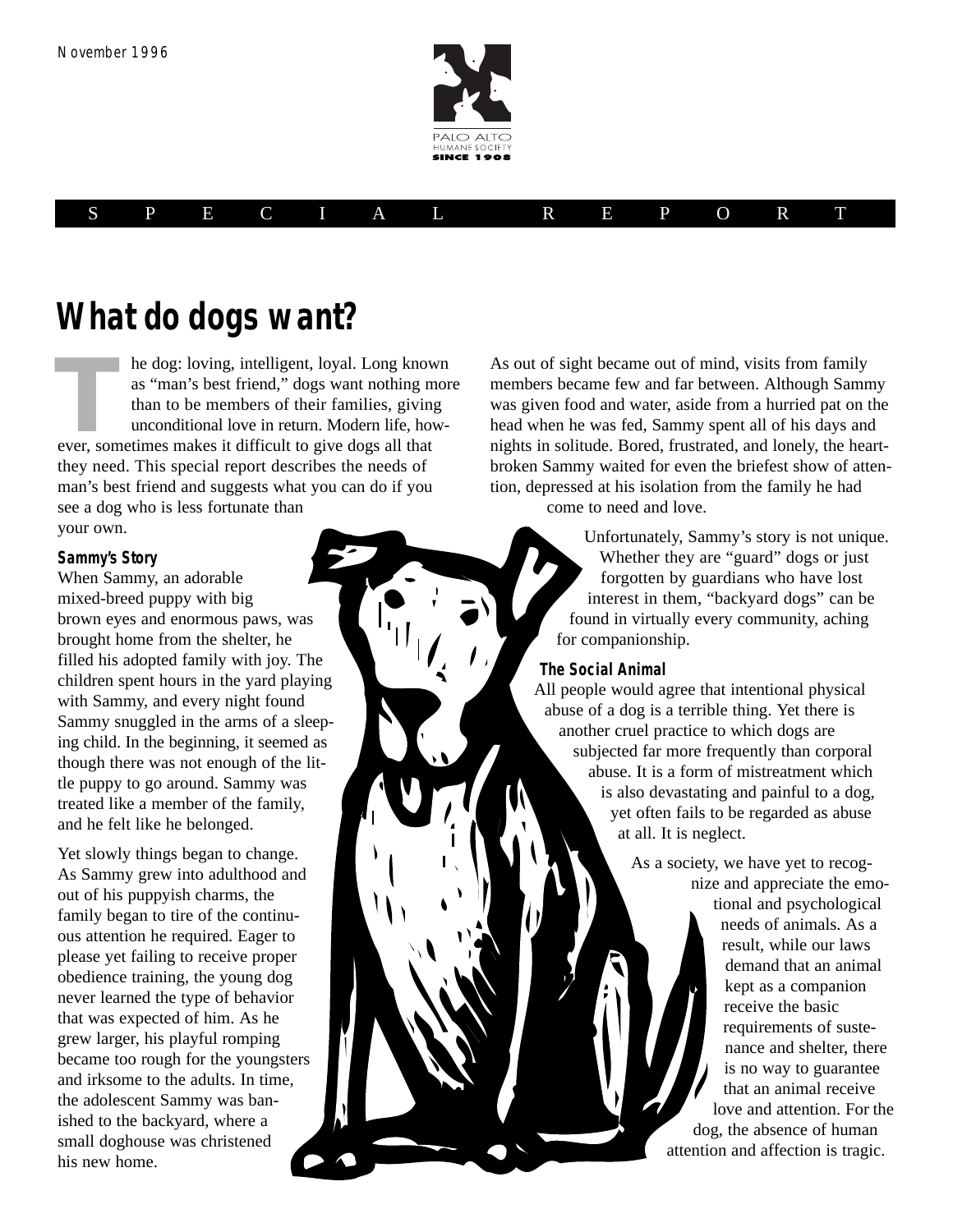November 1996

PALO ALTO HUMANE SOCIETY SINCE 1908

SPECIAL REPORT

# What do dogs want?

The dog: loving, intelligent, loyal. Long known as "man's best friend," dogs want nothing more than to be members of their families, giving unconditional love in return. Modern life, however, sometimes makes it difficult to give dogs all that they need. This special report describes the needs of man's best friend and suggests what you can do if you see a dog who is less fortunate than your own.

### Sammy's Story

When Sammy, an adorable mixed-breed puppy with big brown eyes and enormous paws, was brought home from the shelter, he filled his adopted family with joy. The children spent hours in the yard playing with Sammy, and every night found Sammy snuggled in the arms of a sleeping child. In the beginning, it seemed as though there was not enough of the little puppy to go around. Sammy was treated like a member of the family, and he felt like he belonged.

Yet slowly things began to change. As Sammy grew into adulthood and out of his puppyish charms, the family began to tire of the continuous attention he required. Eager to please yet failing to receive proper obedience training, the young dog never learned the type of behavior that was expected of him. As he grew larger, his playful romping became too rough for the youngsters and irksome to the adults. In time, the adolescent Sammy was banished to the backyard, where a small doghouse was christened his new home.

As out of sight became out of mind, visits from family members became few and far between. Although Sammy was given food and water, aside from a hurried pat on the head when he was fed, Sammy spent all of his days and nights in solitude. Bored, frustrated, and lonely, the heartbroken Sammy waited for even the briefest show of attention, depressed at his isolation from the family he had come to need and love.

Unfortunately, Sammy's story is not unique. Whether they are "guard" dogs or just forgotten by guardians who have lost interest in them, "backyard dogs" can be found in virtually every community, aching for companionship.

### The Social Animal

All people would agree that intentional physical abuse of a dog is a terrible thing. Yet there is another cruel practice to which dogs are subjected far more frequently than corporal abuse. It is a form of mistreatment which is also devastating and painful to a dog, yet often fails to be regarded as abuse at all. It is neglect.

As a society, we have yet to recognize and appreciate the emotional and psychological needs of animals. As a result, while our laws demand that an animal kept as a companion receive the basic requirements of sustenance and shelter, there is no way to guarantee that an animal receive love and attention. For the dog, the absence of human attention and affection is tragic.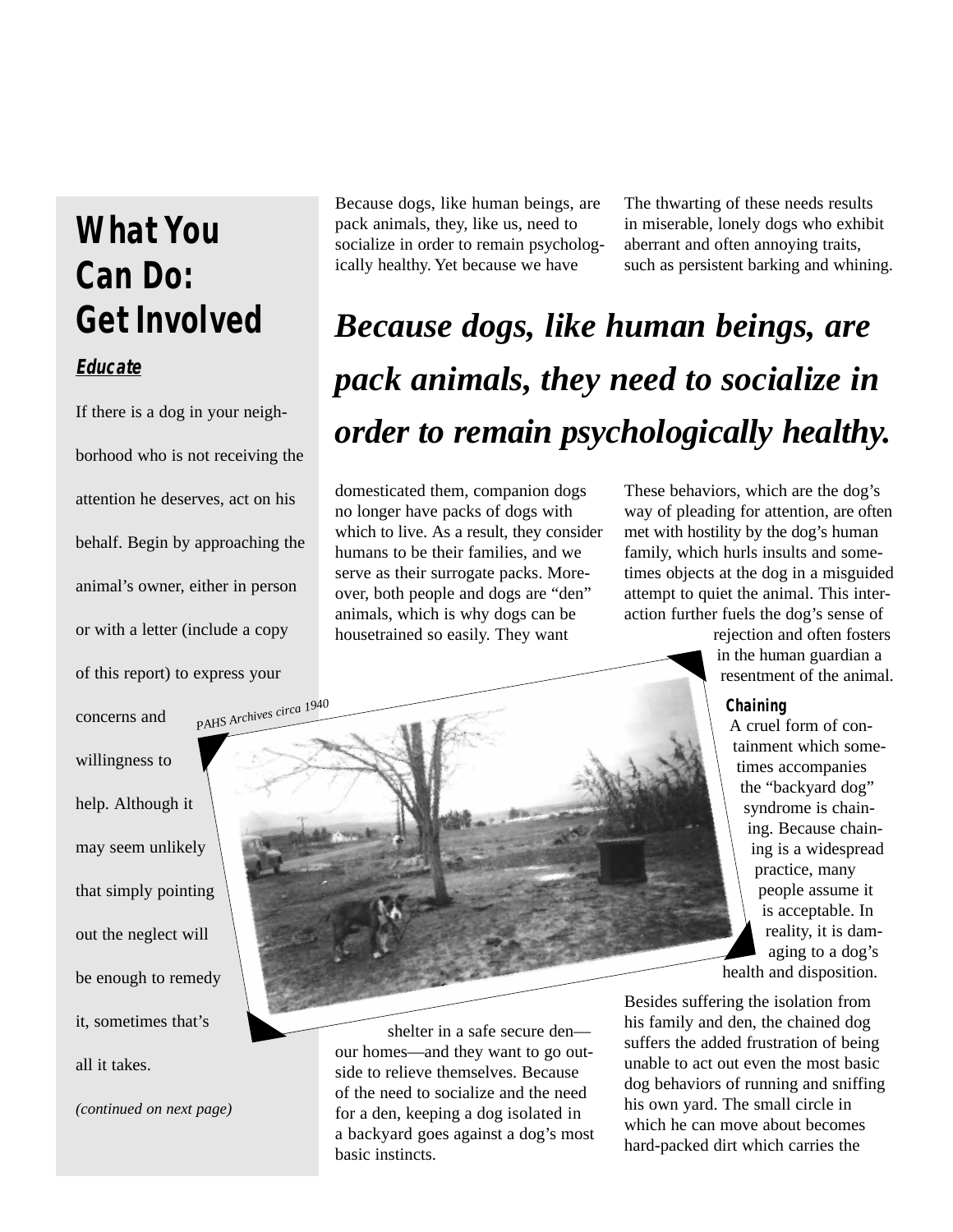# What You Can Do: Get Involved

**Educate**

If there is a dog in your neighborhood who is not receiving the attention he deserves, act on his behalf. Begin by approaching the animal's owner, either in person or with a letter (include a copy of this report) to express your concerns and willingness to help. Although it may seem unlikely that simply pointing out the neglect will be enough to remedy it, sometimes that's all it takes.

*(continued on next page)*

Because dogs, like human beings, are pack animals, they, like us, need to socialize in order to remain psychologically healthy. Yet because we have domesticated them, companion dogs no longer have packs of dogs with which to live. As a result, they consider humans to be their families, and we serve as their surrogate packs. Moreover, both people and dogs are "den" animals, which is why dogs can be housetrained so easily. They want shelter in a safe secure den—our homes—and they want to go outside to relieve themselves. Because of the need to socialize and the need for a den, keeping a dog isolated in a backyard goes against a dog's most basic instincts.

***Because dogs, like human beings, are pack animals, they need to socialize in order to remain psychologically healthy.***

*PAHS Archives circa 1940*

The thwarting of these needs results in miserable, lonely dogs who exhibit aberrant and often annoying traits, such as persistent barking and whining. These behaviors, which are the dog's way of pleading for attention, are often met with hostility by the dog's human family, which hurls insults and sometimes objects at the dog in a misguided attempt to quiet the animal. This interaction further fuels the dog's sense of rejection and often fosters in the human guardian a resentment of the animal.

**Chaining**

A cruel form of containment which sometimes accompanies the "backyard dog" syndrome is chaining. Because chaining is a widespread practice, many people assume it is acceptable. In reality, it is damaging to a dog's health and disposition.

Besides suffering the isolation from his family and den, the chained dog suffers the added frustration of being unable to act out even the most basic dog behaviors of running and sniffing his own yard. The small circle in which he can move about becomes hard-packed dirt which carries the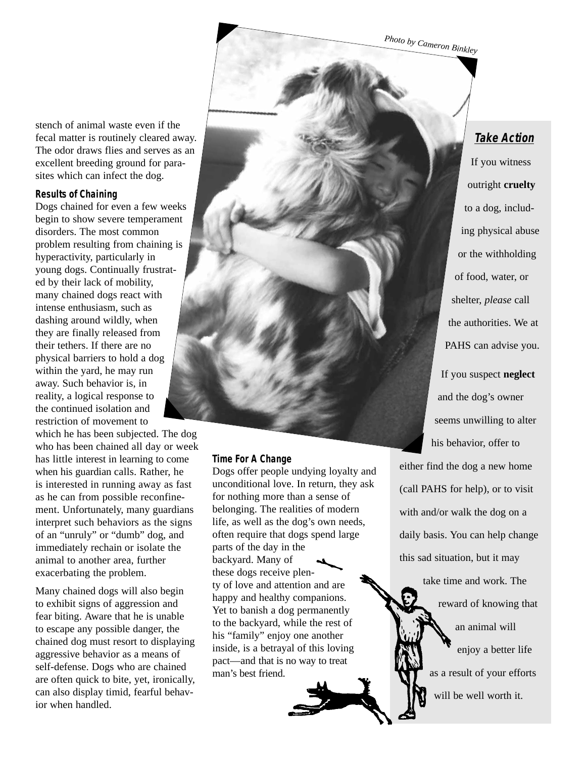stench of animal waste even if the fecal matter is routinely cleared away. The odor draws flies and serves as an excellent breeding ground for parasites which can infect the dog.

### Results of Chaining

Dogs chained for even a few weeks begin to show severe temperament disorders. The most common problem resulting from chaining is hyperactivity, particularly in young dogs. Continually frustrated by their lack of mobility, many chained dogs react with intense enthusiasm, such as dashing around wildly, when they are finally released from their tethers. If there are no physical barriers to hold a dog within the yard, he may run away. Such behavior is, in reality, a logical response to the continued isolation and restriction of movement to which he has been subjected. The dog who has been chained all day or week has little interest in learning to come when his guardian calls. Rather, he is interested in running away as fast as he can from possible reconfinement. Unfortunately, many guardians interpret such behaviors as the signs of an "unruly" or "dumb" dog, and immediately rechain or isolate the animal to another area, further exacerbating the problem.

Many chained dogs will also begin to exhibit signs of aggression and fear biting. Aware that he is unable to escape any possible danger, the chained dog must resort to displaying aggressive behavior as a means of self-defense. Dogs who are chained are often quick to bite, yet, ironically, can also display timid, fearful behavior when handled.

Photo by Cameron Binkley

### Time For A Change

Dogs offer people undying loyalty and unconditional love. In return, they ask for nothing more than a sense of belonging. The realities of modern life, as well as the dog's own needs, often require that dogs spend large parts of the day in the backyard. Many of these dogs receive plenty of love and attention and are happy and healthy companions. Yet to banish a dog permanently to the backyard, while the rest of his "family" enjoy one another inside, is a betrayal of this loving pact—and that is no way to treat man's best friend.

### *Take Action*

If you witness outright **cruelty** to a dog, including physical abuse or the withholding of food, water, or shelter, *please* call the authorities. We at PAHS can advise you.

If you suspect **neglect** and the dog's owner seems unwilling to alter his behavior, offer to either find the dog a new home (call PAHS for help), or to visit with and/or walk the dog on a daily basis. You can help change this sad situation, but it may take time and work. The reward of knowing that an animal will enjoy a better life as a result of your efforts will be well worth it.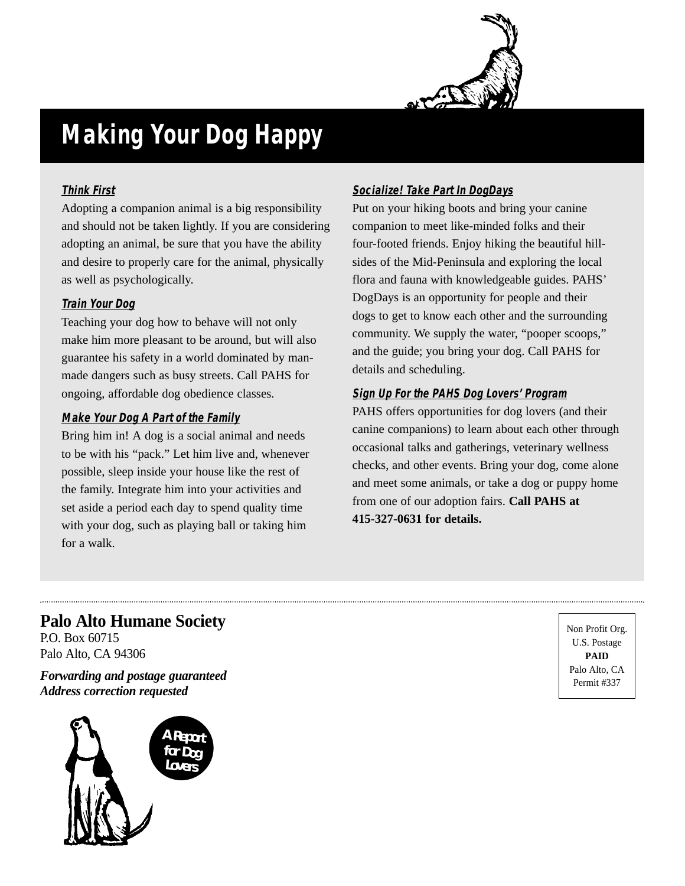# Making Your Dog Happy

### *Think First*

Adopting a companion animal is a big responsibility and should not be taken lightly. If you are considering adopting an animal, be sure that you have the ability and desire to properly care for the animal, physically as well as psychologically.

### *Train Your Dog*

Teaching your dog how to behave will not only make him more pleasant to be around, but will also guarantee his safety in a world dominated by man-made dangers such as busy streets. Call PAHS for ongoing, affordable dog obedience classes.

### *Make Your Dog A Part of the Family*

Bring him in! A dog is a social animal and needs to be with his "pack." Let him live and, whenever possible, sleep inside your house like the rest of the family. Integrate him into your activities and set aside a period each day to spend quality time with your dog, such as playing ball or taking him for a walk.

### *Socialize! Take Part In DogDays*

Put on your hiking boots and bring your canine companion to meet like-minded folks and their four-footed friends. Enjoy hiking the beautiful hill-sides of the Mid-Peninsula and exploring the local flora and fauna with knowledgeable guides. PAHS' DogDays is an opportunity for people and their dogs to get to know each other and the surrounding community. We supply the water, "pooper scoops," and the guide; you bring your dog. Call PAHS for details and scheduling.

### *Sign Up For the PAHS Dog Lovers' Program*

PAHS offers opportunities for dog lovers (and their canine companions) to learn about each other through occasional talks and gatherings, veterinary wellness checks, and other events. Bring your dog, come alone and meet some animals, or take a dog or puppy home from one of our adoption fairs. **Call PAHS at 415-327-0631 for details.**

---

**Palo Alto Humane Society**
P.O. Box 60715
Palo Alto, CA 94306

***Forwarding and postage guaranteed***
***Address correction requested***

Non Profit Org.
U.S. Postage
**PAID**
Palo Alto, CA
Permit #337

A Report for Dog Lovers